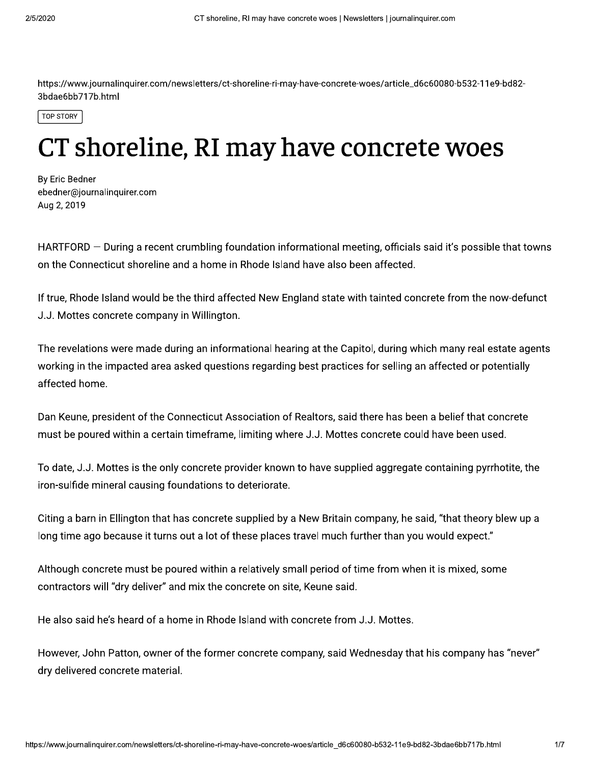https://www.journalinquirer.com/newsletters/ct-shoreline-ri-may-have-concrete-woes/article_d6c60080-b532-11e9-bd82-3bdae6bb717b.html

TOP STORY

# CT shoreline, RI may have concrete woes

By Eric Bedner
ebedner@journalinquirer.com
Aug 2, 2019

HARTFORD — During a recent crumbling foundation informational meeting, officials said it's possible that towns on the Connecticut shoreline and a home in Rhode Island have also been affected.

If true, Rhode Island would be the third affected New England state with tainted concrete from the now-defunct J.J. Mottes concrete company in Willington.

The revelations were made during an informational hearing at the Capitol, during which many real estate agents working in the impacted area asked questions regarding best practices for selling an affected or potentially affected home.

Dan Keune, president of the Connecticut Association of Realtors, said there has been a belief that concrete must be poured within a certain timeframe, limiting where J.J. Mottes concrete could have been used.

To date, J.J. Mottes is the only concrete provider known to have supplied aggregate containing pyrrhotite, the iron-sulfide mineral causing foundations to deteriorate.

Citing a barn in Ellington that has concrete supplied by a New Britain company, he said, "that theory blew up a long time ago because it turns out a lot of these places travel much further than you would expect."

Although concrete must be poured within a relatively small period of time from when it is mixed, some contractors will "dry deliver" and mix the concrete on site, Keune said.

He also said he's heard of a home in Rhode Island with concrete from J.J. Mottes.

However, John Patton, owner of the former concrete company, said Wednesday that his company has "never" dry delivered concrete material.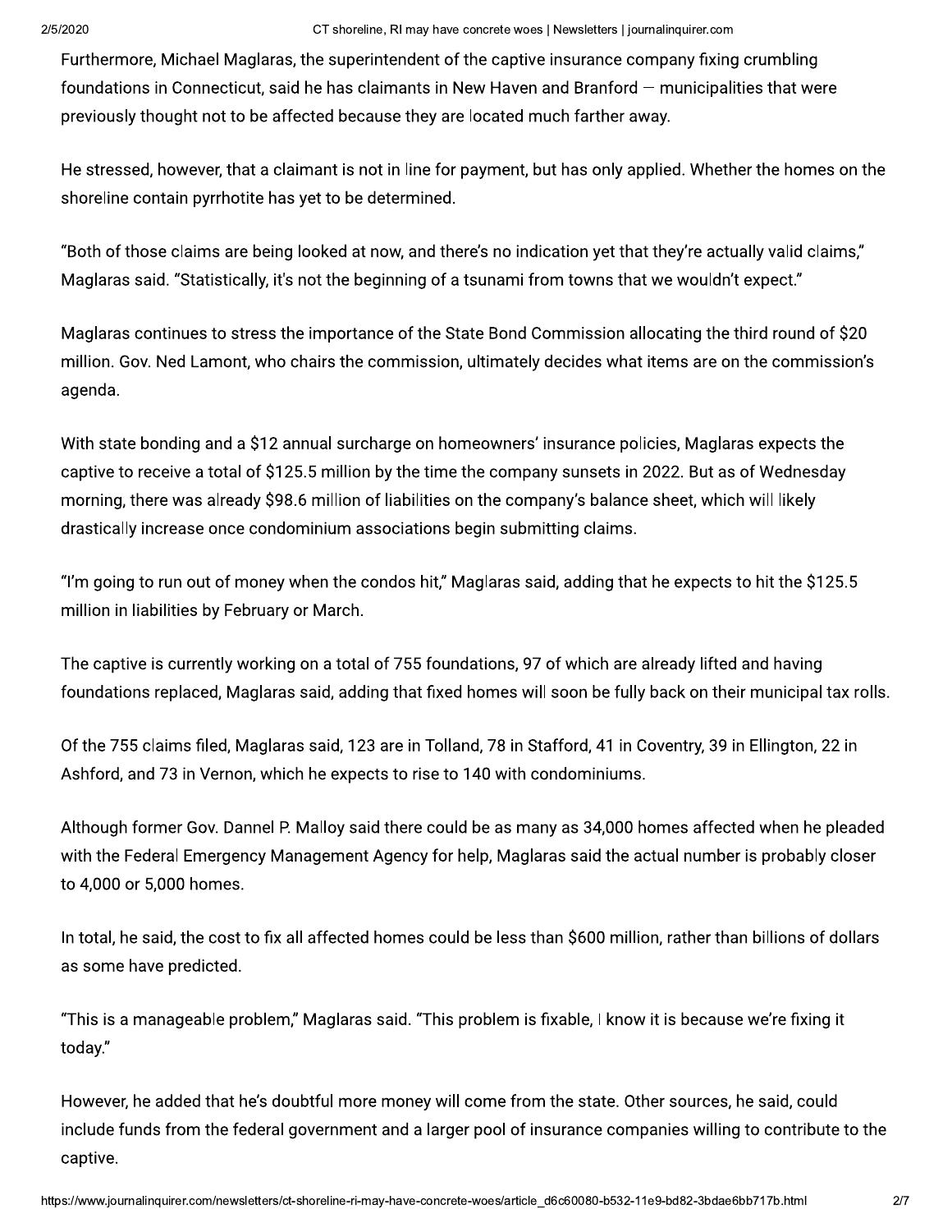Furthermore, Michael Maglaras, the superintendent of the captive insurance company fixing crumbling foundations in Connecticut, said he has claimants in New Haven and Branford — municipalities that were previously thought not to be affected because they are located much farther away.

He stressed, however, that a claimant is not in line for payment, but has only applied. Whether the homes on the shoreline contain pyrrhotite has yet to be determined.

"Both of those claims are being looked at now, and there's no indication yet that they're actually valid claims," Maglaras said. "Statistically, it's not the beginning of a tsunami from towns that we wouldn't expect."

Maglaras continues to stress the importance of the State Bond Commission allocating the third round of $20 million. Gov. Ned Lamont, who chairs the commission, ultimately decides what items are on the commission's agenda.

With state bonding and a $12 annual surcharge on homeowners' insurance policies, Maglaras expects the captive to receive a total of $125.5 million by the time the company sunsets in 2022. But as of Wednesday morning, there was already $98.6 million of liabilities on the company's balance sheet, which will likely drastically increase once condominium associations begin submitting claims.

"I'm going to run out of money when the condos hit," Maglaras said, adding that he expects to hit the $125.5 million in liabilities by February or March.

The captive is currently working on a total of 755 foundations, 97 of which are already lifted and having foundations replaced, Maglaras said, adding that fixed homes will soon be fully back on their municipal tax rolls.

Of the 755 claims filed, Maglaras said, 123 are in Tolland, 78 in Stafford, 41 in Coventry, 39 in Ellington, 22 in Ashford, and 73 in Vernon, which he expects to rise to 140 with condominiums.

Although former Gov. Dannel P. Malloy said there could be as many as 34,000 homes affected when he pleaded with the Federal Emergency Management Agency for help, Maglaras said the actual number is probably closer to 4,000 or 5,000 homes.

In total, he said, the cost to fix all affected homes could be less than $600 million, rather than billions of dollars as some have predicted.

"This is a manageable problem," Maglaras said. "This problem is fixable, I know it is because we're fixing it today."

However, he added that he's doubtful more money will come from the state. Other sources, he said, could include funds from the federal government and a larger pool of insurance companies willing to contribute to the captive.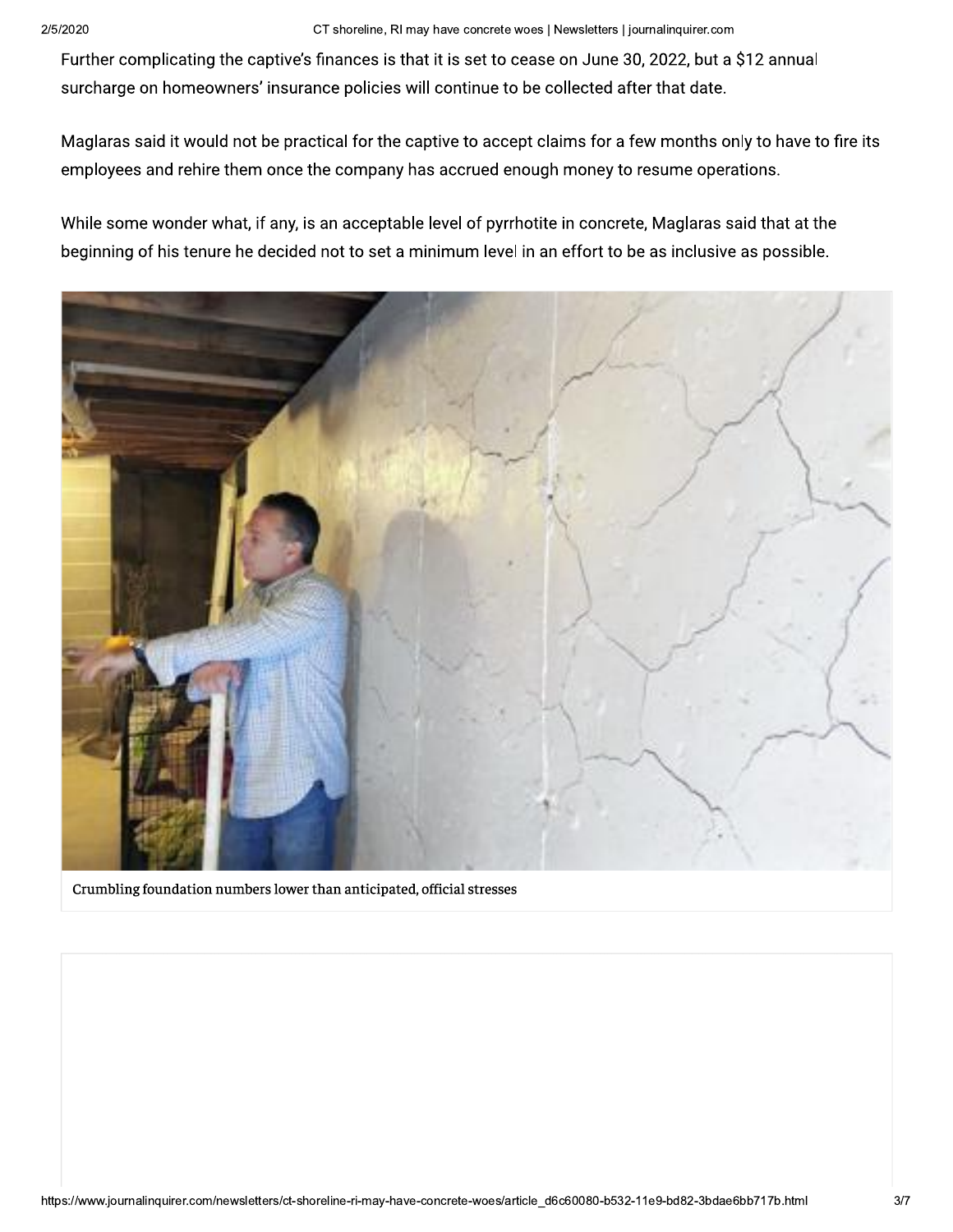Further complicating the captive's finances is that it is set to cease on June 30, 2022, but a $12 annual surcharge on homeowners' insurance policies will continue to be collected after that date.

Maglaras said it would not be practical for the captive to accept claims for a few months only to have to fire its employees and rehire them once the company has accrued enough money to resume operations.

While some wonder what, if any, is an acceptable level of pyrrhotite in concrete, Maglaras said that at the beginning of his tenure he decided not to set a minimum level in an effort to be as inclusive as possible.

Crumbling foundation numbers lower than anticipated, official stresses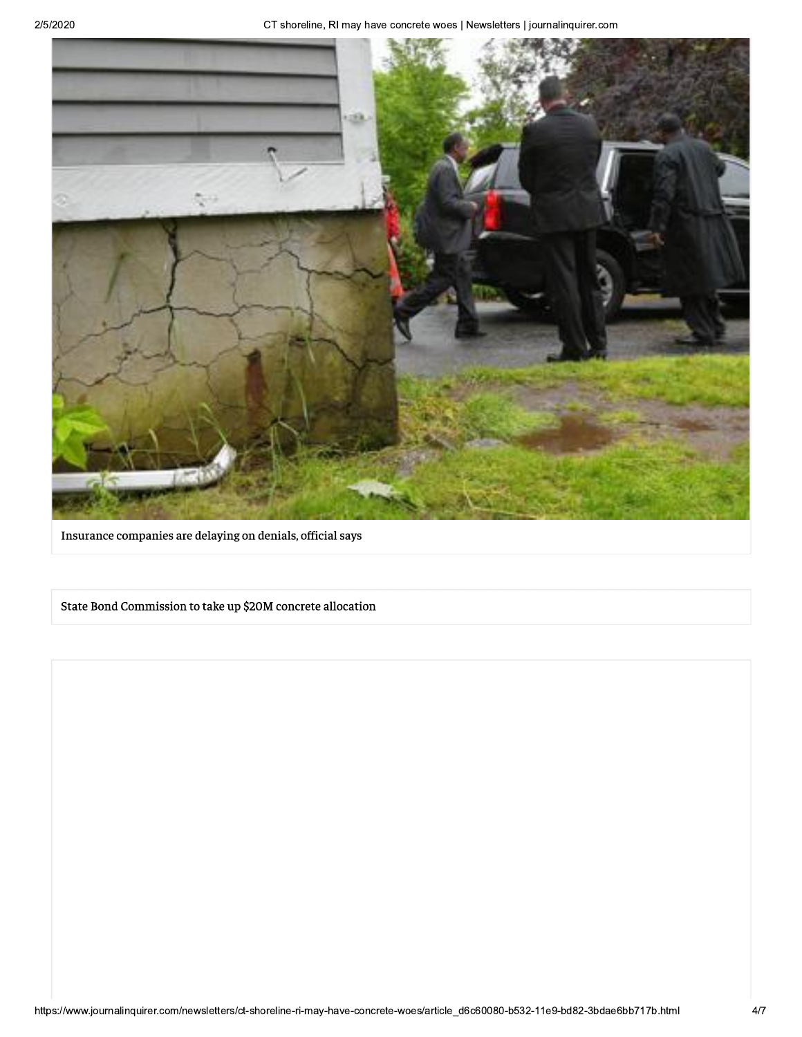Insurance companies are delaying on denials, official says

State Bond Commission to take up $20M concrete allocation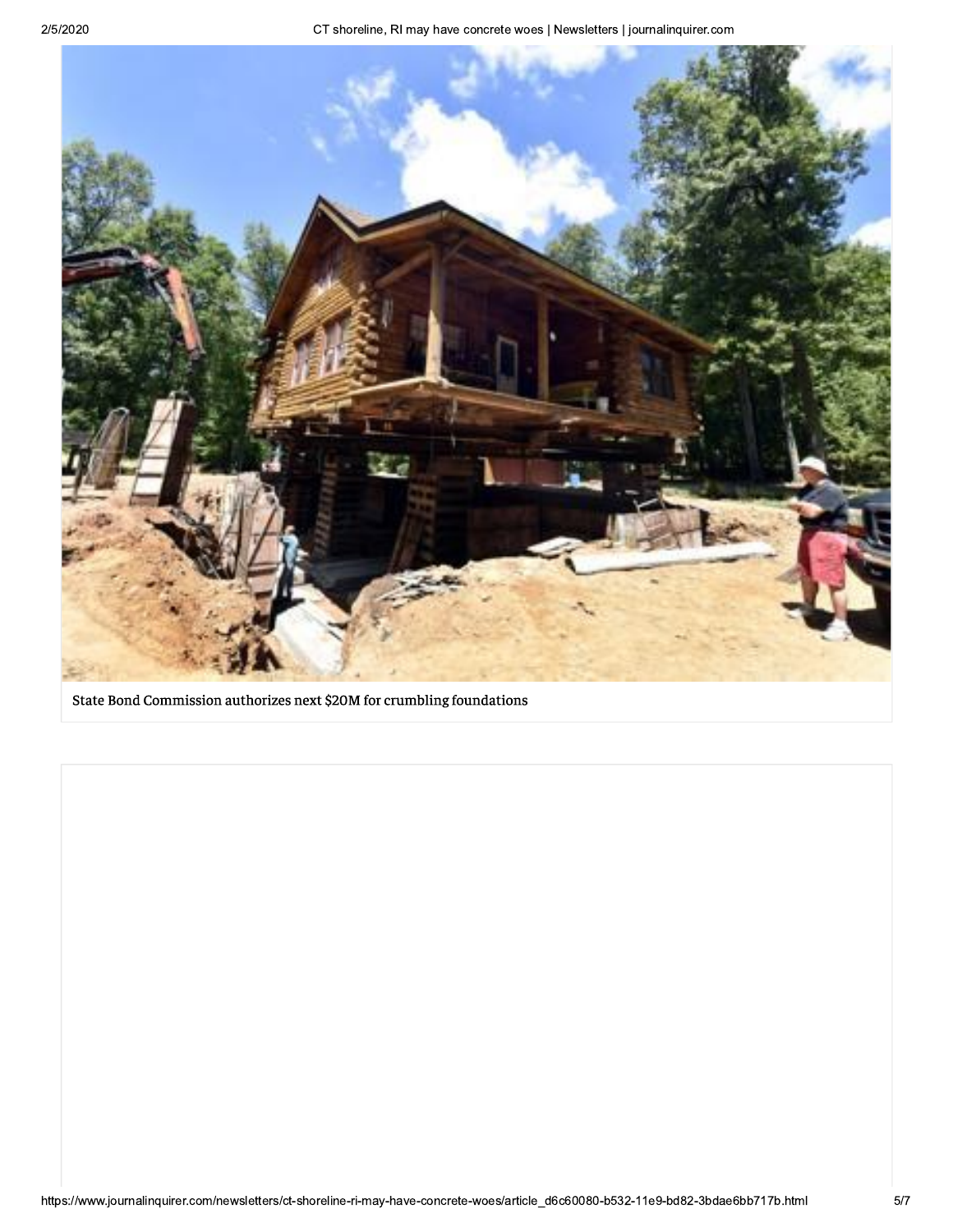State Bond Commission authorizes next $20M for crumbling foundations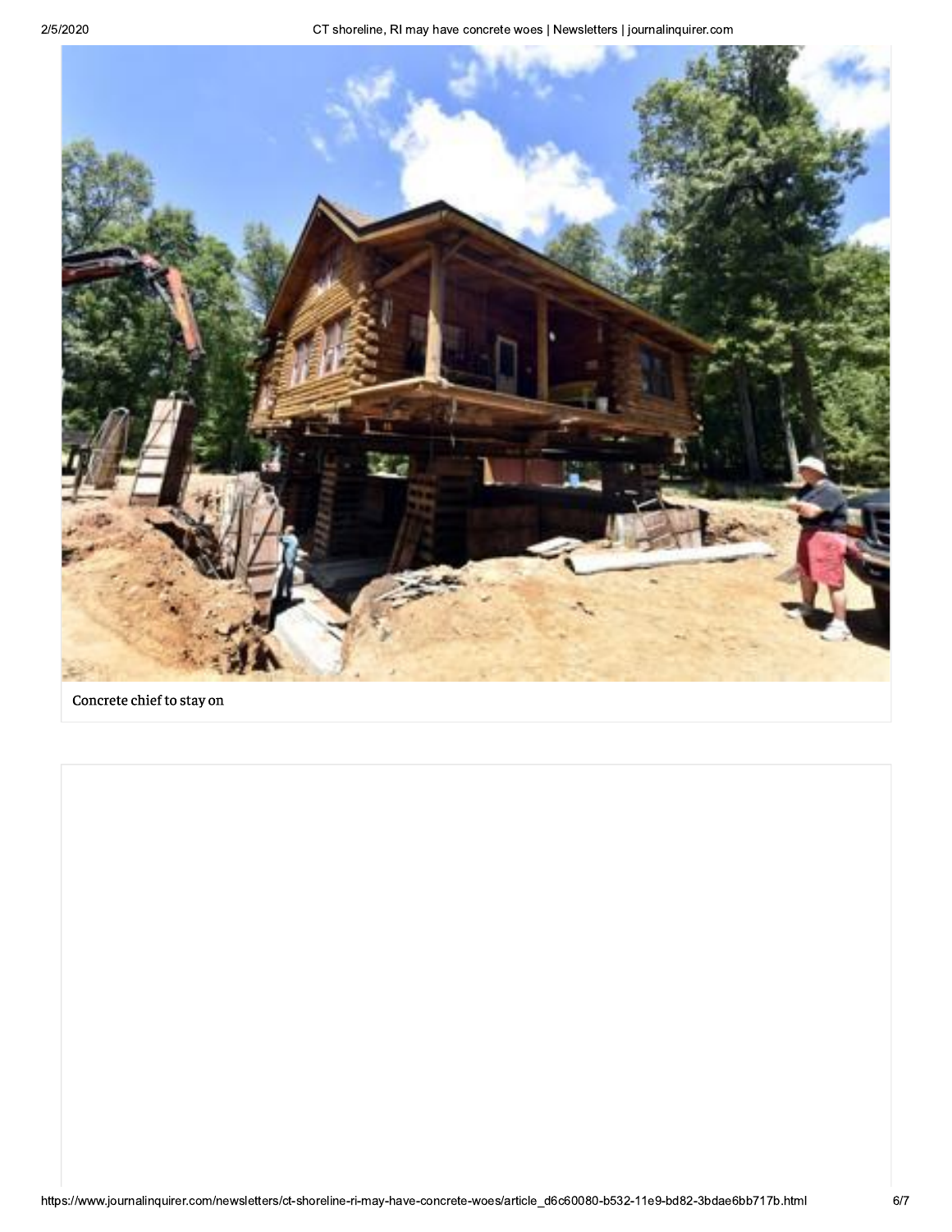Concrete chief to stay on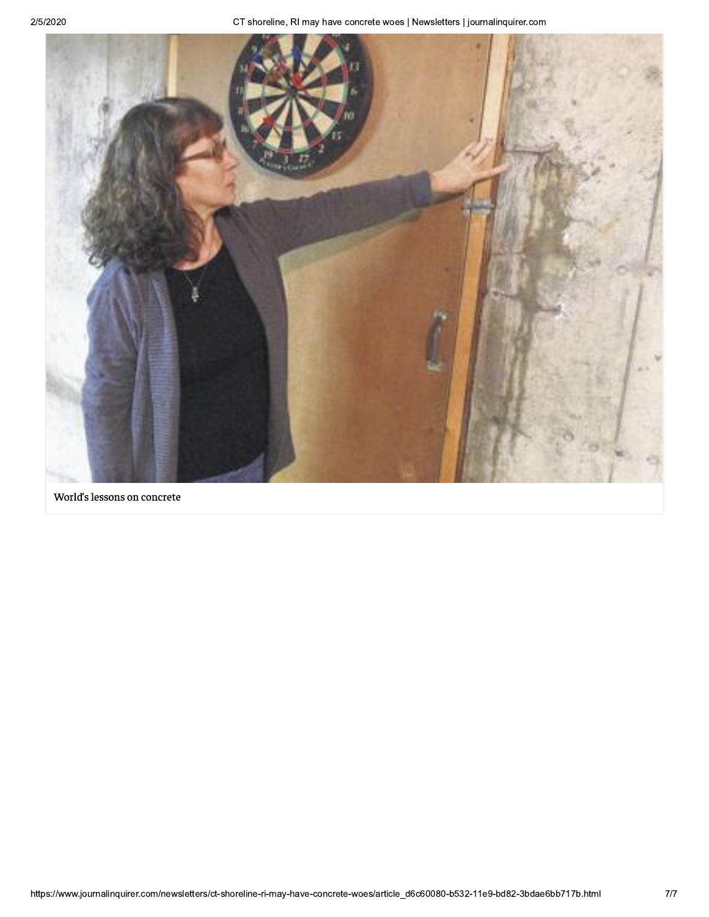World's lessons on concrete